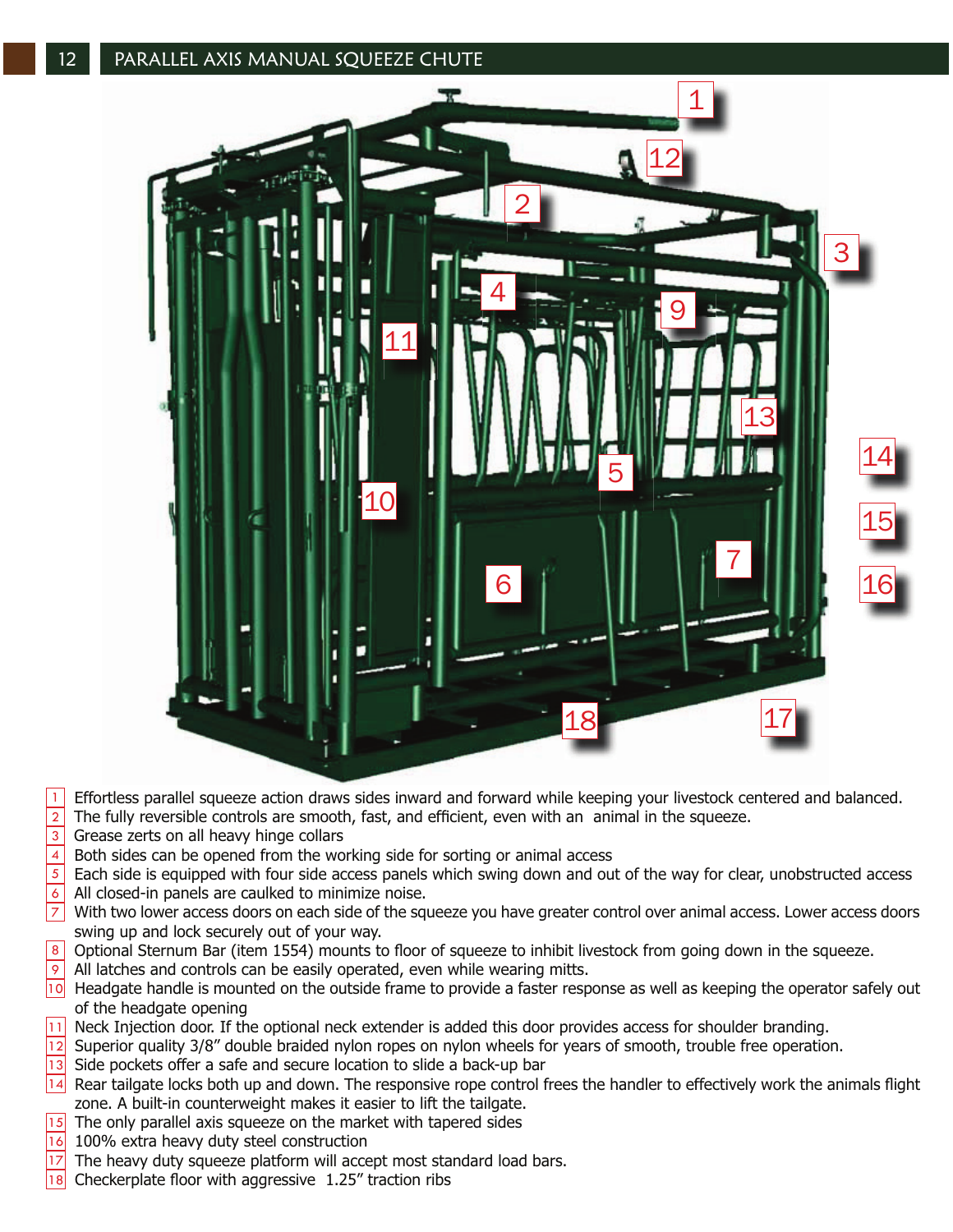# PARALLEL AXIS MANUAL SQUEEZE CHUTE

1. Effortless parallel squeeze action draws sides inward and forward while keeping your livestock centered and balanced.
2. The fully reversible controls are smooth, fast, and efficient, even with an animal in the squeeze.
3. Grease zerts on all heavy hinge collars
4. Both sides can be opened from the working side for sorting or animal access
5. Each side is equipped with four side access panels which swing down and out of the way for clear, unobstructed access
6. All closed-in panels are caulked to minimize noise.
7. With two lower access doors on each side of the squeeze you have greater control over animal access. Lower access doors swing up and lock securely out of your way.
8. Optional Sternum Bar (item 1554) mounts to floor of squeeze to inhibit livestock from going down in the squeeze.
9. All latches and controls can be easily operated, even while wearing mitts.
10. Headgate handle is mounted on the outside frame to provide a faster response as well as keeping the operator safely out of the headgate opening
11. Neck Injection door. If the optional neck extender is added this door provides access for shoulder branding.
12. Superior quality 3/8" double braided nylon ropes on nylon wheels for years of smooth, trouble free operation.
13. Side pockets offer a safe and secure location to slide a back-up bar
14. Rear tailgate locks both up and down. The responsive rope control frees the handler to effectively work the animals flight zone. A built-in counterweight makes it easier to lift the tailgate.
15. The only parallel axis squeeze on the market with tapered sides
16. 100% extra heavy duty steel construction
17. The heavy duty squeeze platform will accept most standard load bars.
18. Checkerplate floor with aggressive 1.25" traction ribs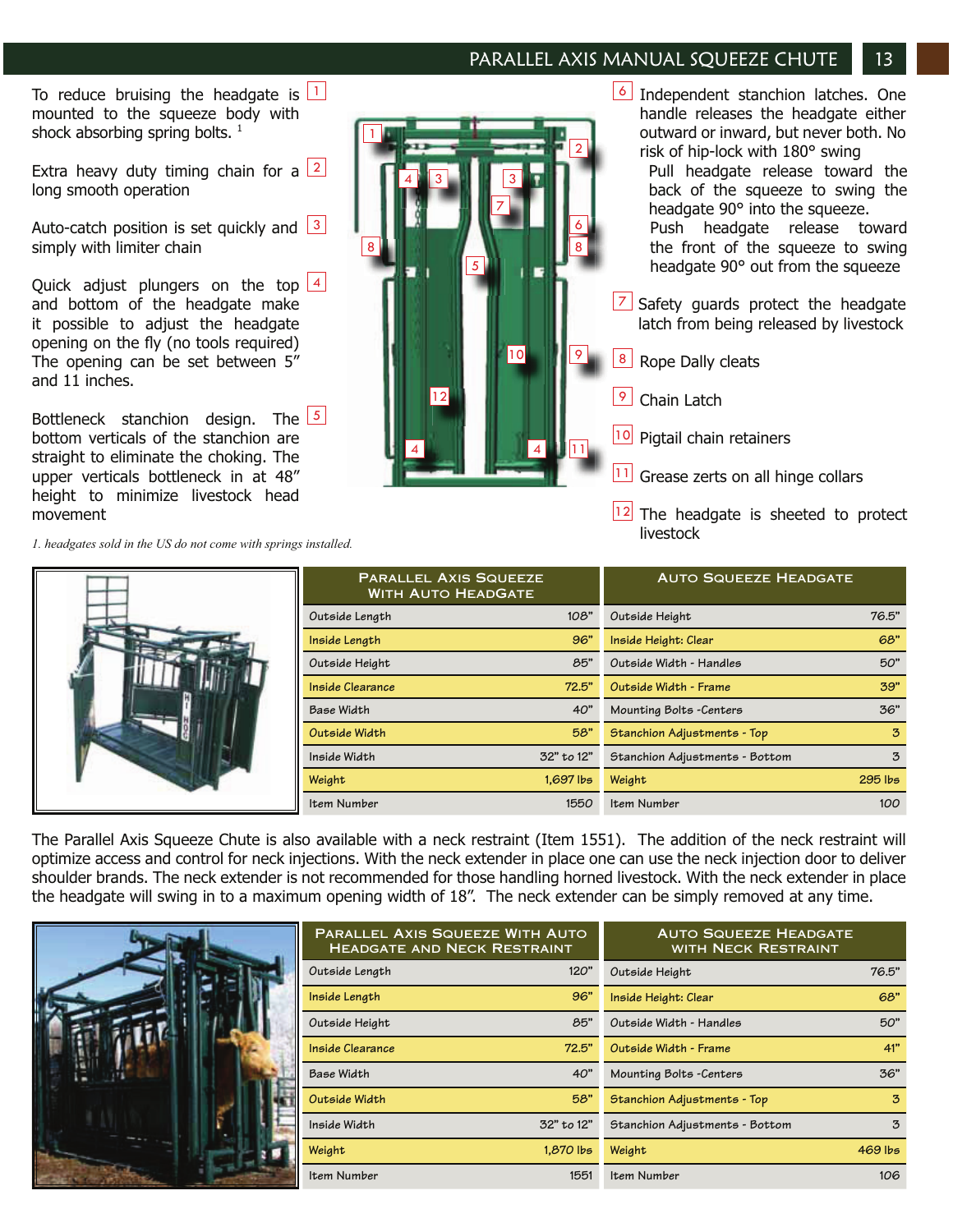To reduce bruising the headgate is mounted to the squeeze body with shock absorbing spring bolts. [1]

1 To reduce bruising the headgate is mounted to the squeeze body with shock absorbing spring bolts.

2 Extra heavy duty timing chain for a long smooth operation

3 Auto-catch position is set quickly and simply with limiter chain

4 Quick adjust plungers on the top and bottom of the headgate make it possible to adjust the headgate opening on the fly (no tools required) The opening can be set between 5" and 11 inches.

5 Bottleneck stanchion design. The bottom verticals of the stanchion are straight to eliminate the choking. The upper verticals bottleneck in at 48" height to minimize livestock head movement

6 Independent stanchion latches. One handle releases the headgate either outward or inward, but never both. No risk of hip-lock with 180° swing
- Pull headgate release toward the back of the squeeze to swing the headgate 90° into the squeeze.
- Push headgate release toward the front of the squeeze to swing headgate 90° out from the squeeze

7 Safety guards protect the headgate latch from being released by livestock

8 Rope Dally cleats

9 Chain Latch

10 Pigtail chain retainers

11 Grease zerts on all hinge collars

12 The headgate is sheeted to protect livestock

*1. headgates sold in the US do not come with springs installed.*

| Parallel Axis Squeeze With Auto HeadGate | |
|---|---|
| Outside Length | 108" |
| Inside Length | 96" |
| Outside Height | 85" |
| Inside Clearance | 72.5" |
| Base Width | 40" |
| Outside Width | 58" |
| Inside Width | 32" to 12" |
| Weight | 1,697 lbs |
| Item Number | 1550 |

| Auto Squeeze Headgate | |
|---|---|
| Outside Height | 76.5" |
| Inside Height: Clear | 68" |
| Outside Width - Handles | 50" |
| Outside Width - Frame | 39" |
| Mounting Bolts -Centers | 36" |
| Stanchion Adjustments - Top | 3 |
| Stanchion Adjustments - Bottom | 3 |
| Weight | 295 lbs |
| Item Number | 100 |

The Parallel Axis Squeeze Chute is also available with a neck restraint (Item 1551). The addition of the neck restraint will optimize access and control for neck injections. With the neck extender in place one can use the neck injection door to deliver shoulder brands. The neck extender is not recommended for those handling horned livestock. With the neck extender in place the headgate will swing in to a maximum opening width of 18". The neck extender can be simply removed at any time.

| Parallel Axis Squeeze With Auto Headgate and Neck Restraint | |
|---|---|
| Outside Length | 120" |
| Inside Length | 96" |
| Outside Height | 85" |
| Inside Clearance | 72.5" |
| Base Width | 40" |
| Outside Width | 58" |
| Inside Width | 32" to 12" |
| Weight | 1,870 lbs |
| Item Number | 1551 |

| Auto Squeeze Headgate with Neck Restraint | |
|---|---|
| Outside Height | 76.5" |
| Inside Height: Clear | 68" |
| Outside Width - Handles | 50" |
| Outside Width - Frame | 41" |
| Mounting Bolts -Centers | 36" |
| Stanchion Adjustments - Top | 3 |
| Stanchion Adjustments - Bottom | 3 |
| Weight | 469 lbs |
| Item Number | 106 |